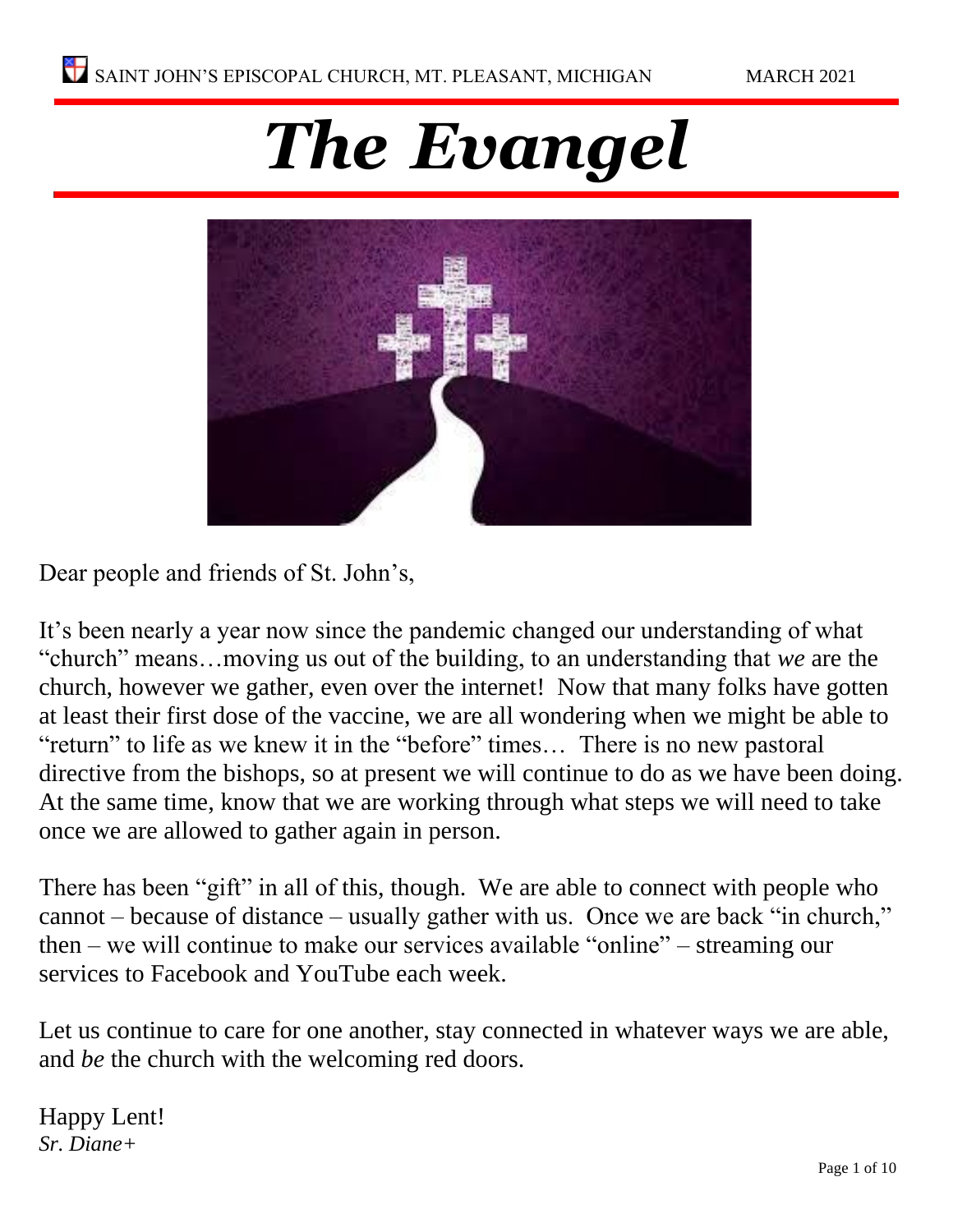SAINT JOHN'S EPISCOPAL CHURCH, MT. PLEASANT, MICHIGAN MARCH 2021

# *The Evangel*

Dear people and friends of St. John's,

It's been nearly a year now since the pandemic changed our understanding of what "church" means…moving us out of the building, to an understanding that *we* are the church, however we gather, even over the internet! Now that many folks have gotten at least their first dose of the vaccine, we are all wondering when we might be able to "return" to life as we knew it in the "before" times… There is no new pastoral directive from the bishops, so at present we will continue to do as we have been doing. At the same time, know that we are working through what steps we will need to take once we are allowed to gather again in person.

There has been "gift" in all of this, though. We are able to connect with people who cannot – because of distance – usually gather with us. Once we are back "in church," then – we will continue to make our services available "online" – streaming our services to Facebook and YouTube each week.

Let us continue to care for one another, stay connected in whatever ways we are able, and *be* the church with the welcoming red doors.

Happy Lent!
*Sr. Diane+*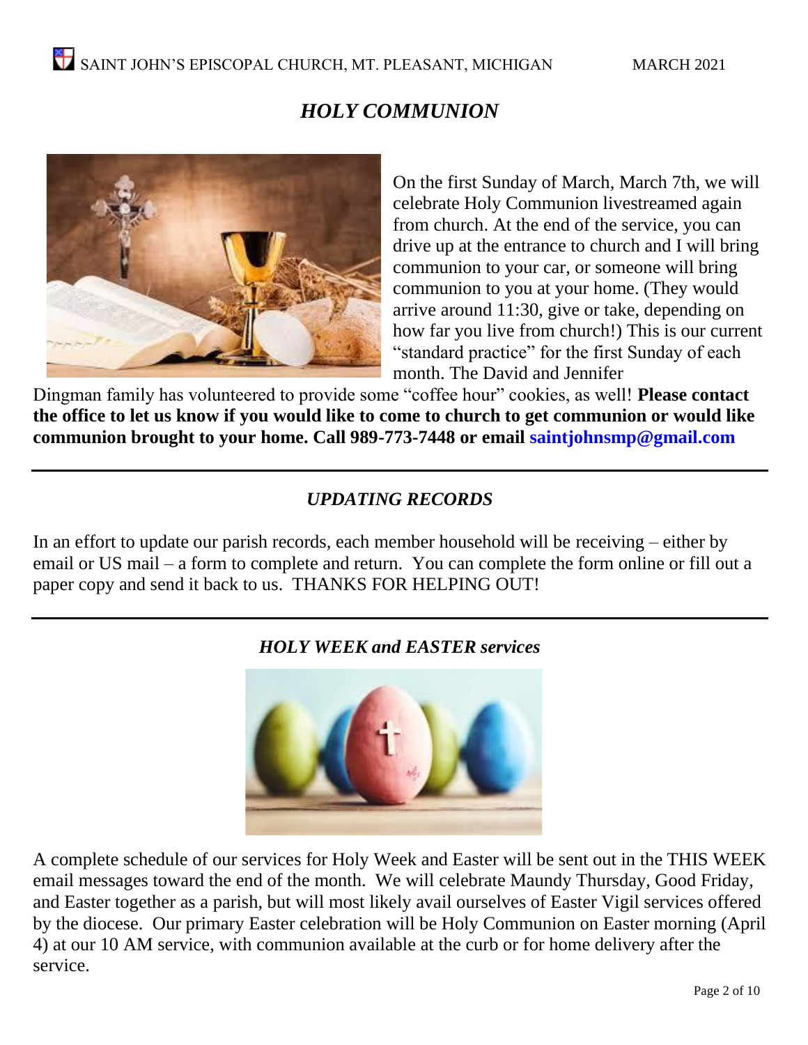## *HOLY COMMUNION*

On the first Sunday of March, March 7th, we will celebrate Holy Communion livestreamed again from church. At the end of the service, you can drive up at the entrance to church and I will bring communion to your car, or someone will bring communion to you at your home. (They would arrive around 11:30, give or take, depending on how far you live from church!) This is our current "standard practice" for the first Sunday of each month. The David and Jennifer Dingman family has volunteered to provide some "coffee hour" cookies, as well! **Please contact the office to let us know if you would like to come to church to get communion or would like communion brought to your home. Call 989-773-7448 or email saintjohnsmp@gmail.com**

---

## *UPDATING RECORDS*

In an effort to update our parish records, each member household will be receiving – either by email or US mail – a form to complete and return. You can complete the form online or fill out a paper copy and send it back to us. THANKS FOR HELPING OUT!

---

## *HOLY WEEK and EASTER services*

A complete schedule of our services for Holy Week and Easter will be sent out in the THIS WEEK email messages toward the end of the month. We will celebrate Maundy Thursday, Good Friday, and Easter together as a parish, but will most likely avail ourselves of Easter Vigil services offered by the diocese. Our primary Easter celebration will be Holy Communion on Easter morning (April 4) at our 10 AM service, with communion available at the curb or for home delivery after the service.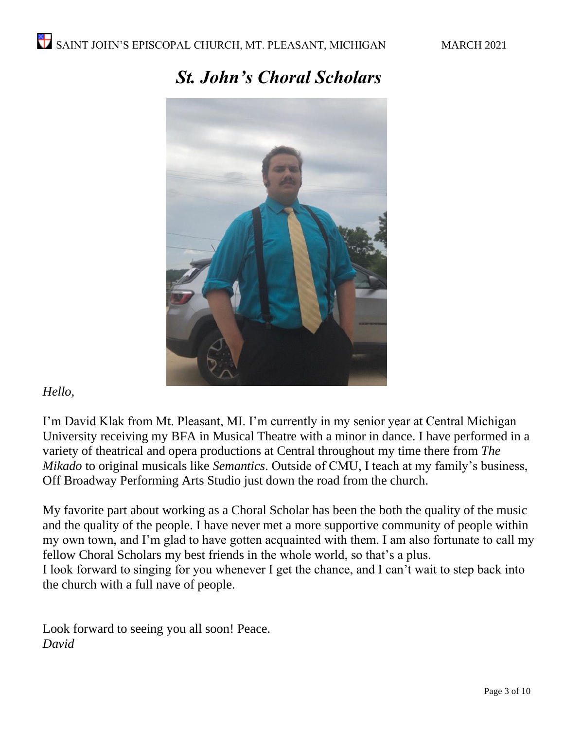# *St. John's Choral Scholars*

*Hello,*

I'm David Klak from Mt. Pleasant, MI. I'm currently in my senior year at Central Michigan University receiving my BFA in Musical Theatre with a minor in dance. I have performed in a variety of theatrical and opera productions at Central throughout my time there from *The Mikado* to original musicals like *Semantics*. Outside of CMU, I teach at my family's business, Off Broadway Performing Arts Studio just down the road from the church.

My favorite part about working as a Choral Scholar has been the both the quality of the music and the quality of the people. I have never met a more supportive community of people within my own town, and I'm glad to have gotten acquainted with them. I am also fortunate to call my fellow Choral Scholars my best friends in the whole world, so that's a plus.
I look forward to singing for you whenever I get the chance, and I can't wait to step back into the church with a full nave of people.

Look forward to seeing you all soon! Peace.
*David*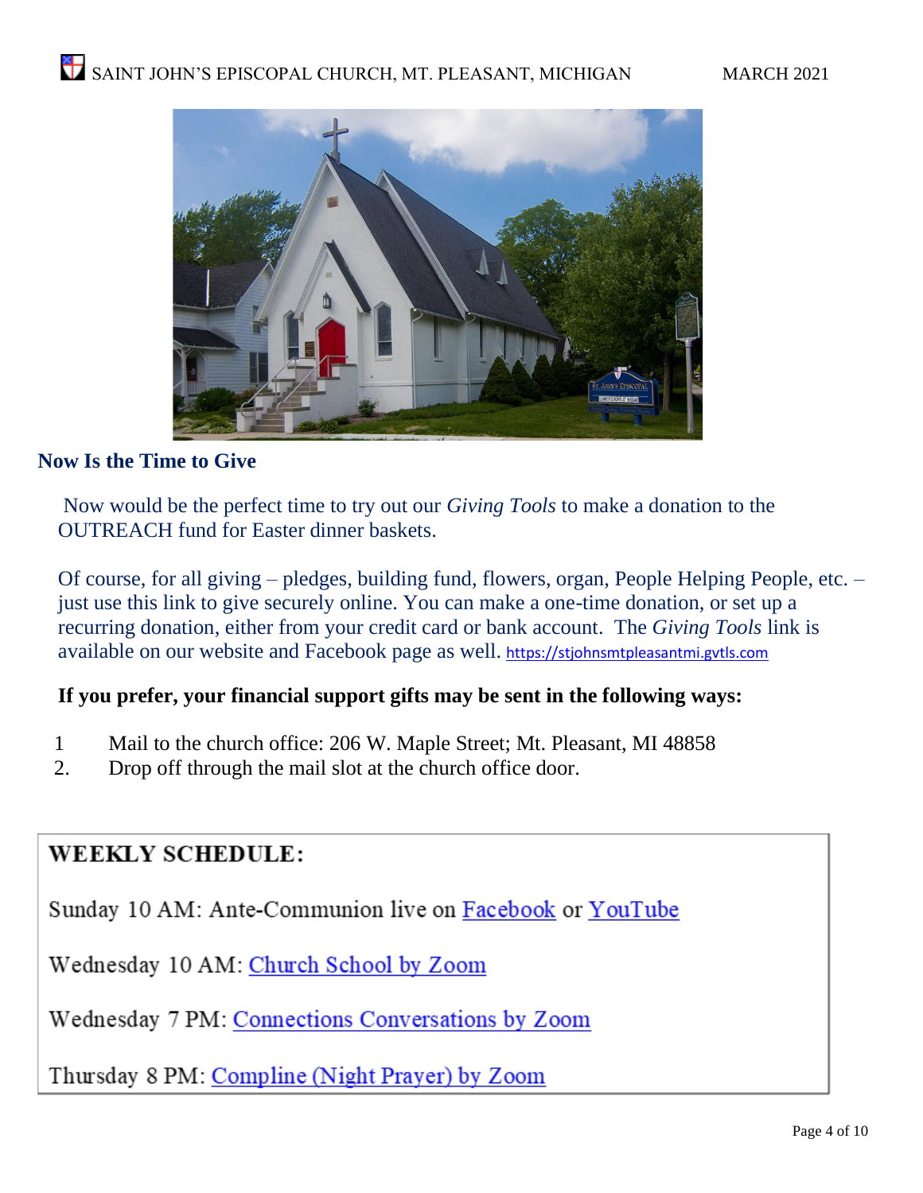## Now Is the Time to Give

Now would be the perfect time to try out our *Giving Tools* to make a donation to the OUTREACH fund for Easter dinner baskets.

Of course, for all giving – pledges, building fund, flowers, organ, People Helping People, etc. – just use this link to give securely online. You can make a one-time donation, or set up a recurring donation, either from your credit card or bank account. The *Giving Tools* link is available on our website and Facebook page as well. https://stjohnsmtpleasantmi.gvtls.com

**If you prefer, your financial support gifts may be sent in the following ways:**

1. Mail to the church office: 206 W. Maple Street; Mt. Pleasant, MI 48858
2. Drop off through the mail slot at the church office door.

**WEEKLY SCHEDULE:**

Sunday 10 AM: Ante-Communion live on Facebook or YouTube

Wednesday 10 AM: Church School by Zoom

Wednesday 7 PM: Connections Conversations by Zoom

Thursday 8 PM: Compline (Night Prayer) by Zoom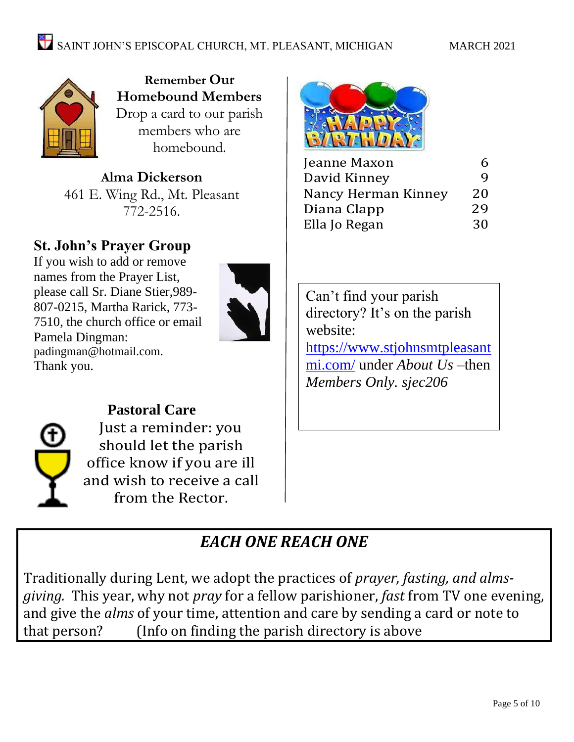## Remember Our Homebound Members

Drop a card to our parish members who are homebound.

**Alma Dickerson**
461 E. Wing Rd., Mt. Pleasant
772-2516.

## St. John's Prayer Group

If you wish to add or remove names from the Prayer List, please call Sr. Diane Stier,989-807-0215, Martha Rarick, 773-7510, the church office or email Pamela Dingman: padingman@hotmail.com. Thank you.

## Pastoral Care

Just a reminder: you should let the parish office know if you are ill and wish to receive a call from the Rector.

## HAPPY BIRTHDAY

| | |
|---|---|
| Jeanne Maxon | 6 |
| David Kinney | 9 |
| Nancy Herman Kinney | 20 |
| Diana Clapp | 29 |
| Ella Jo Regan | 30 |

Can't find your parish directory? It's on the parish website: [https://www.stjohnsmtpleasantmi.com/](https://www.stjohnsmtpleasantmi.com/) under *About Us* –then *Members Only. sjec206*

## *EACH ONE REACH ONE*

Traditionally during Lent, we adopt the practices of *prayer, fasting, and alms-giving.* This year, why not *pray* for a fellow parishioner, *fast* from TV one evening, and give the *alms* of your time, attention and care by sending a card or note to that person? (Info on finding the parish directory is above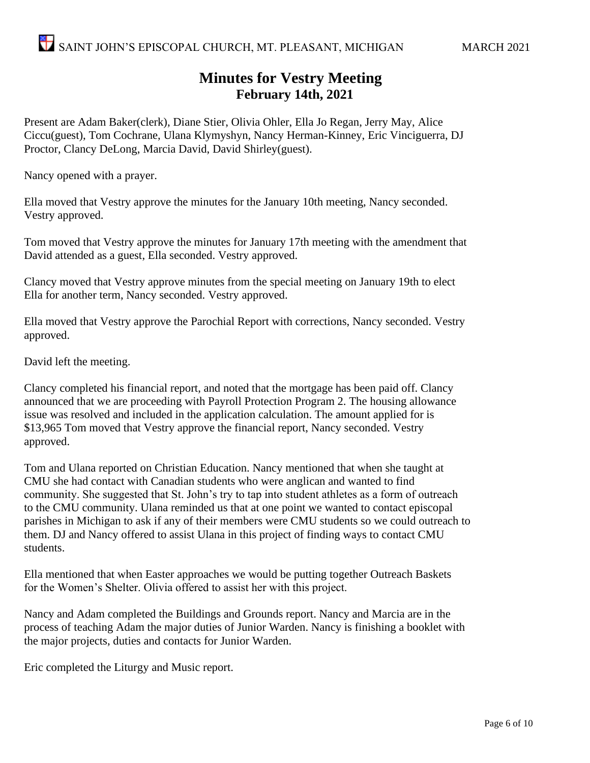# Minutes for Vestry Meeting
## February 14th, 2021

Present are Adam Baker(clerk), Diane Stier, Olivia Ohler, Ella Jo Regan, Jerry May, Alice Ciccu(guest), Tom Cochrane, Ulana Klymyshyn, Nancy Herman-Kinney, Eric Vinciguerra, DJ Proctor, Clancy DeLong, Marcia David, David Shirley(guest).

Nancy opened with a prayer.

Ella moved that Vestry approve the minutes for the January 10th meeting, Nancy seconded. Vestry approved.

Tom moved that Vestry approve the minutes for January 17th meeting with the amendment that David attended as a guest, Ella seconded. Vestry approved.

Clancy moved that Vestry approve minutes from the special meeting on January 19th to elect Ella for another term, Nancy seconded. Vestry approved.

Ella moved that Vestry approve the Parochial Report with corrections, Nancy seconded. Vestry approved.

David left the meeting.

Clancy completed his financial report, and noted that the mortgage has been paid off. Clancy announced that we are proceeding with Payroll Protection Program 2. The housing allowance issue was resolved and included in the application calculation. The amount applied for is $13,965 Tom moved that Vestry approve the financial report, Nancy seconded. Vestry approved.

Tom and Ulana reported on Christian Education. Nancy mentioned that when she taught at CMU she had contact with Canadian students who were anglican and wanted to find community. She suggested that St. John's try to tap into student athletes as a form of outreach to the CMU community. Ulana reminded us that at one point we wanted to contact episcopal parishes in Michigan to ask if any of their members were CMU students so we could outreach to them. DJ and Nancy offered to assist Ulana in this project of finding ways to contact CMU students.

Ella mentioned that when Easter approaches we would be putting together Outreach Baskets for the Women's Shelter. Olivia offered to assist her with this project.

Nancy and Adam completed the Buildings and Grounds report. Nancy and Marcia are in the process of teaching Adam the major duties of Junior Warden. Nancy is finishing a booklet with the major projects, duties and contacts for Junior Warden.

Eric completed the Liturgy and Music report.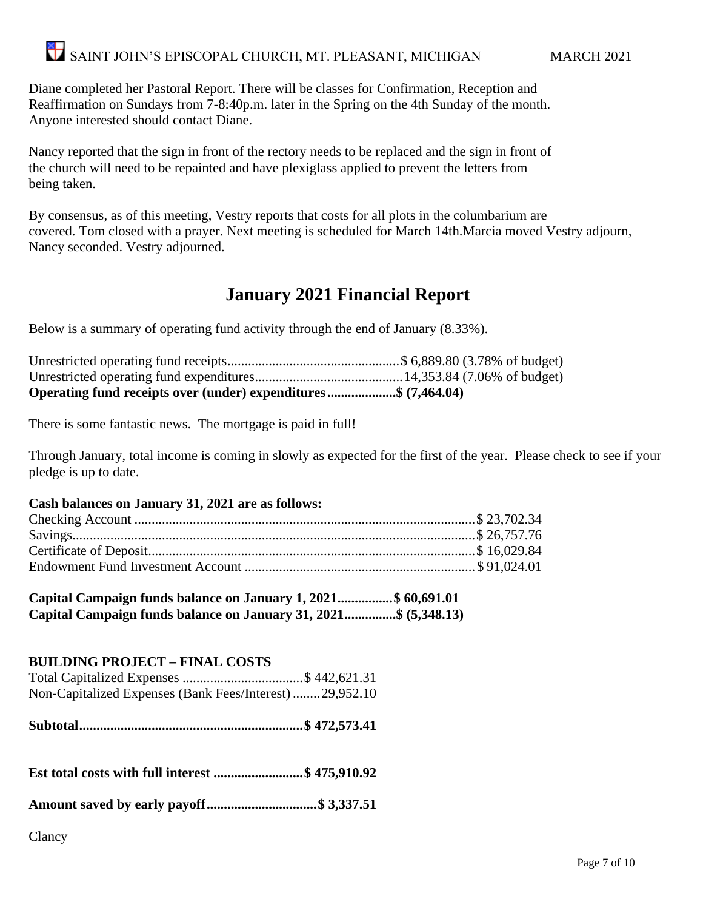Diane completed her Pastoral Report. There will be classes for Confirmation, Reception and Reaffirmation on Sundays from 7-8:40p.m. later in the Spring on the 4th Sunday of the month. Anyone interested should contact Diane.

Nancy reported that the sign in front of the rectory needs to be replaced and the sign in front of the church will need to be repainted and have plexiglass applied to prevent the letters from being taken.

By consensus, as of this meeting, Vestry reports that costs for all plots in the columbarium are covered. Tom closed with a prayer. Next meeting is scheduled for March 14th.Marcia moved Vestry adjourn, Nancy seconded. Vestry adjourned.

## January 2021 Financial Report

Below is a summary of operating fund activity through the end of January (8.33%).

Unrestricted operating fund receipts.................................................$ 6,889.80 (3.78% of budget)
Unrestricted operating fund expenditures..........................................14,353.84 (7.06% of budget)
**Operating fund receipts over (under) expenditures....................$ (7,464.04)**

There is some fantastic news. The mortgage is paid in full!

Through January, total income is coming in slowly as expected for the first of the year. Please check to see if your pledge is up to date.

**Cash balances on January 31, 2021 are as follows:**

Checking Account ..................................................................................................$ 23,702.34
Savings....................................................................................................................$ 26,757.76
Certificate of Deposit..............................................................................................$ 16,029.84
Endowment Fund Investment Account ..................................................................$ 91,024.01

**Capital Campaign funds balance on January 1, 2021................$ 60,691.01**
**Capital Campaign funds balance on January 31, 2021...............$ (5,348.13)**

**BUILDING PROJECT – FINAL COSTS**

Total Capitalized Expenses ...................................$ 442,621.31
Non-Capitalized Expenses (Bank Fees/Interest)........29,952.10

**Subtotal.................................................................$ 472,573.41**

**Est total costs with full interest ..........................$ 475,910.92**

**Amount saved by early payoff................................$ 3,337.51**

Clancy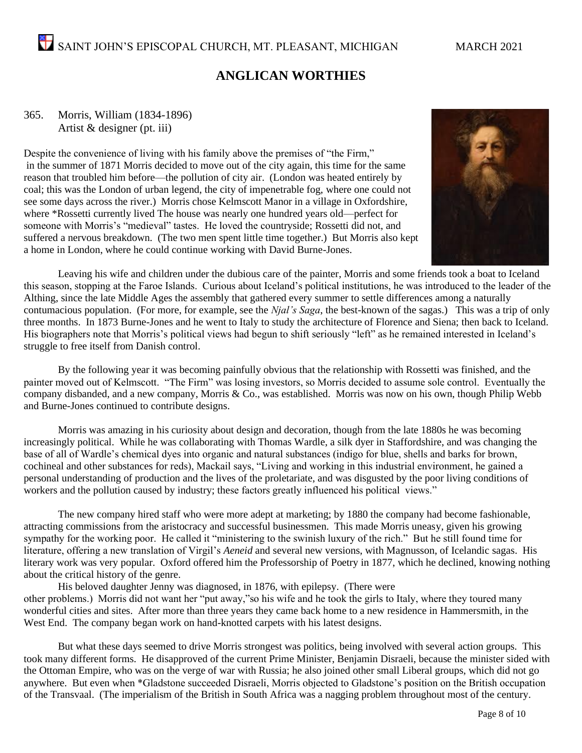## ANGLICAN WORTHIES

365. Morris, William (1834-1896)
Artist & designer (pt. iii)

Despite the convenience of living with his family above the premises of "the Firm," in the summer of 1871 Morris decided to move out of the city again, this time for the same reason that troubled him before—the pollution of city air. (London was heated entirely by coal; this was the London of urban legend, the city of impenetrable fog, where one could not see some days across the river.) Morris chose Kelmscott Manor in a village in Oxfordshire, where *Rossetti currently lived The house was nearly one hundred years old—perfect for someone with Morris's "medieval" tastes. He loved the countryside; Rossetti did not, and suffered a nervous breakdown. (The two men spent little time together.) But Morris also kept a home in London, where he could continue working with David Burne-Jones.

Leaving his wife and children under the dubious care of the painter, Morris and some friends took a boat to Iceland this season, stopping at the Faroe Islands. Curious about Iceland's political institutions, he was introduced to the leader of the Althing, since the late Middle Ages the assembly that gathered every summer to settle differences among a naturally contumacious population. (For more, for example, see the *Njal's Saga*, the best-known of the sagas.) This was a trip of only three months. In 1873 Burne-Jones and he went to Italy to study the architecture of Florence and Siena; then back to Iceland. His biographers note that Morris's political views had begun to shift seriously "left" as he remained interested in Iceland's struggle to free itself from Danish control.

By the following year it was becoming painfully obvious that the relationship with Rossetti was finished, and the painter moved out of Kelmscott. "The Firm" was losing investors, so Morris decided to assume sole control. Eventually the company disbanded, and a new company, Morris & Co., was established. Morris was now on his own, though Philip Webb and Burne-Jones continued to contribute designs.

Morris was amazing in his curiosity about design and decoration, though from the late 1880s he was becoming increasingly political. While he was collaborating with Thomas Wardle, a silk dyer in Staffordshire, and was changing the base of all of Wardle's chemical dyes into organic and natural substances (indigo for blue, shells and barks for brown, cochineal and other substances for reds), Mackail says, "Living and working in this industrial environment, he gained a personal understanding of production and the lives of the proletariate, and was disgusted by the poor living conditions of workers and the pollution caused by industry; these factors greatly influenced his political views."

The new company hired staff who were more adept at marketing; by 1880 the company had become fashionable, attracting commissions from the aristocracy and successful businessmen. This made Morris uneasy, given his growing sympathy for the working poor. He called it "ministering to the swinish luxury of the rich." But he still found time for literature, offering a new translation of Virgil's *Aeneid* and several new versions, with Magnusson, of Icelandic sagas. His literary work was very popular. Oxford offered him the Professorship of Poetry in 1877, which he declined, knowing nothing about the critical history of the genre.

His beloved daughter Jenny was diagnosed, in 1876, with epilepsy. (There were other problems.) Morris did not want her "put away," so his wife and he took the girls to Italy, where they toured many wonderful cities and sites. After more than three years they came back home to a new residence in Hammersmith, in the West End. The company began work on hand-knotted carpets with his latest designs.

But what these days seemed to drive Morris strongest was politics, being involved with several action groups. This took many different forms. He disapproved of the current Prime Minister, Benjamin Disraeli, because the minister sided with the Ottoman Empire, who was on the verge of war with Russia; he also joined other small Liberal groups, which did not go anywhere. But even when *Gladstone succeeded Disraeli, Morris objected to Gladstone's position on the British occupation of the Transvaal. (The imperialism of the British in South Africa was a nagging problem throughout most of the century.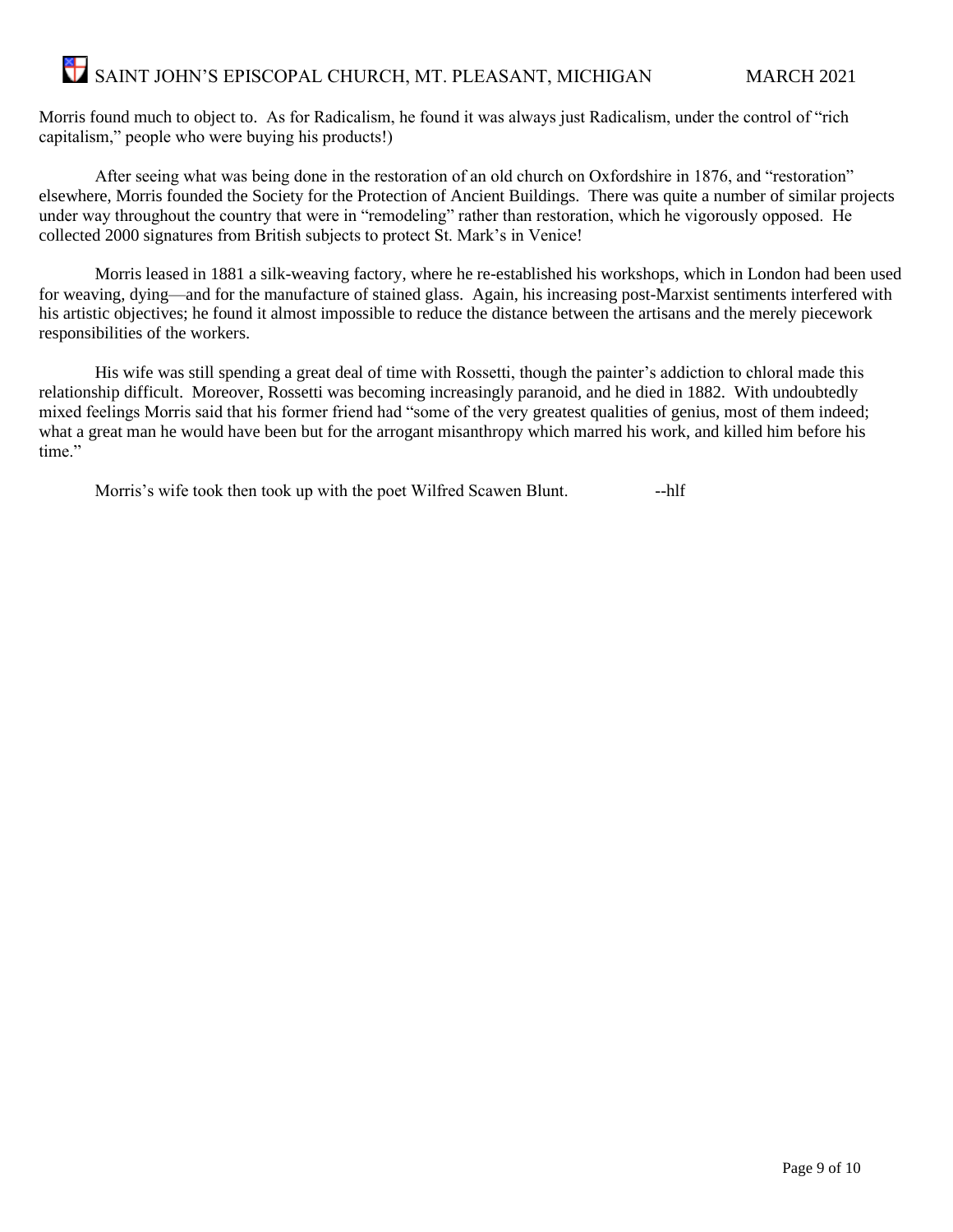Morris found much to object to. As for Radicalism, he found it was always just Radicalism, under the control of "rich capitalism," people who were buying his products!)

After seeing what was being done in the restoration of an old church on Oxfordshire in 1876, and "restoration" elsewhere, Morris founded the Society for the Protection of Ancient Buildings. There was quite a number of similar projects under way throughout the country that were in "remodeling" rather than restoration, which he vigorously opposed. He collected 2000 signatures from British subjects to protect St. Mark's in Venice!

Morris leased in 1881 a silk-weaving factory, where he re-established his workshops, which in London had been used for weaving, dying—and for the manufacture of stained glass. Again, his increasing post-Marxist sentiments interfered with his artistic objectives; he found it almost impossible to reduce the distance between the artisans and the merely piecework responsibilities of the workers.

His wife was still spending a great deal of time with Rossetti, though the painter's addiction to chloral made this relationship difficult. Moreover, Rossetti was becoming increasingly paranoid, and he died in 1882. With undoubtedly mixed feelings Morris said that his former friend had "some of the very greatest qualities of genius, most of them indeed; what a great man he would have been but for the arrogant misanthropy which marred his work, and killed him before his time."

Morris's wife took then took up with the poet Wilfred Scawen Blunt. --hlf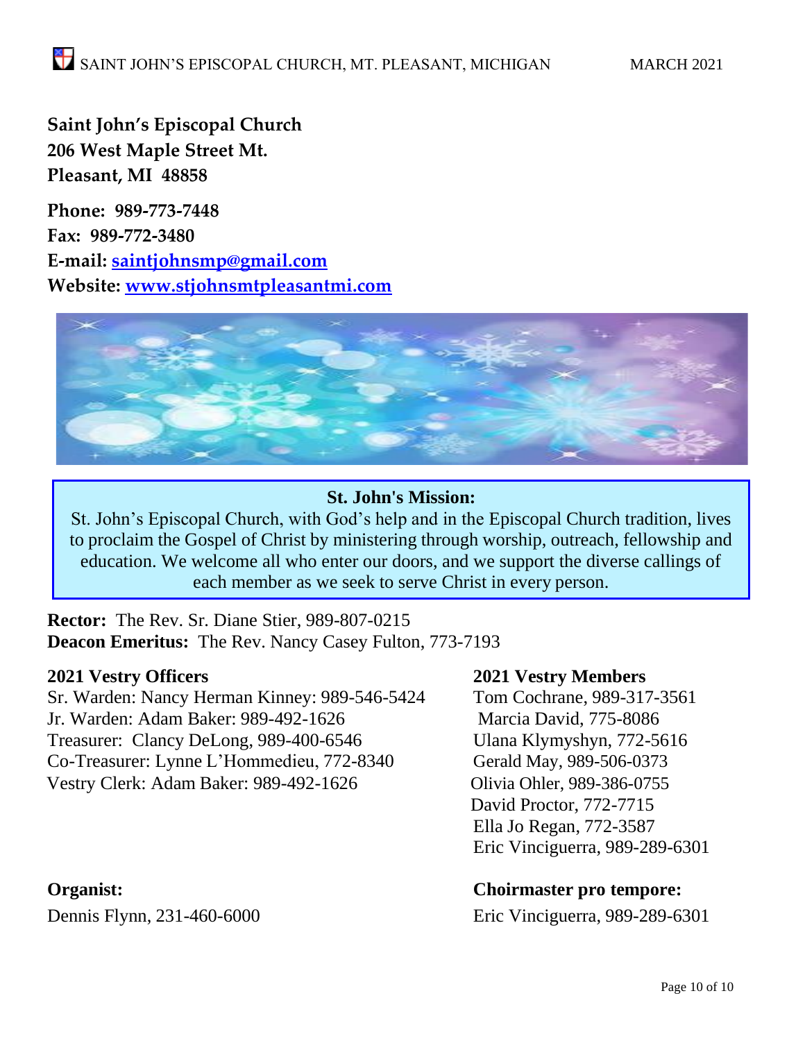**Saint John's Episcopal Church**
**206 West Maple Street Mt. Pleasant, MI 48858**

**Phone: 989-773-7448**
**Fax: 989-772-3480**
**E-mail: saintjohnsmp@gmail.com**
**Website: www.stjohnsmtpleasantmi.com**

**St. John's Mission:**

St. John's Episcopal Church, with God's help and in the Episcopal Church tradition, lives to proclaim the Gospel of Christ by ministering through worship, outreach, fellowship and education. We welcome all who enter our doors, and we support the diverse callings of each member as we seek to serve Christ in every person.

**Rector:** The Rev. Sr. Diane Stier, 989-807-0215
**Deacon Emeritus:** The Rev. Nancy Casey Fulton, 773-7193

**2021 Vestry Officers**

Sr. Warden: Nancy Herman Kinney: 989-546-5424
Jr. Warden: Adam Baker: 989-492-1626
Treasurer: Clancy DeLong, 989-400-6546
Co-Treasurer: Lynne L'Hommedieu, 772-8340
Vestry Clerk: Adam Baker: 989-492-1626

**2021 Vestry Members**

Tom Cochrane, 989-317-3561
Marcia David, 775-8086
Ulana Klymyshyn, 772-5616
Gerald May, 989-506-0373
Olivia Ohler, 989-386-0755
David Proctor, 772-7715
Ella Jo Regan, 772-3587
Eric Vinciguerra, 989-289-6301

**Organist:**

Dennis Flynn, 231-460-6000

**Choirmaster pro tempore:**

Eric Vinciguerra, 989-289-6301